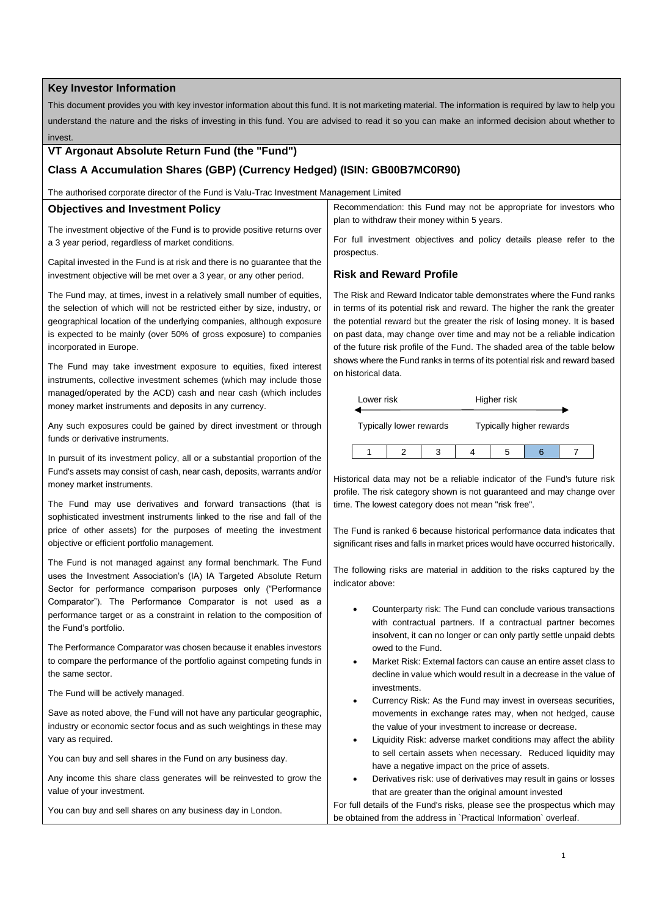## Key Investor Information

This document provides you with key investor information about this fund. It is not marketing material. The information is required by law to help you understand the nature and the risks of investing in this fund. You are advised to read it so you can make an informed decision about whether to invest.

## VT Argonaut Absolute Return Fund (the "Fund")

## Class A Accumulation Shares (GBP) (Currency Hedged) (ISIN: GB00B7MC0R90)

The authorised corporate director of the Fund is Valu-Trac Investment Management Limited

### Objectives and Investment Policy

The investment objective of the Fund is to provide positive returns over a 3 year period, regardless of market conditions.

Capital invested in the Fund is at risk and there is no guarantee that the investment objective will be met over a 3 year, or any other period.

The Fund may, at times, invest in a relatively small number of equities, the selection of which will not be restricted either by size, industry, or geographical location of the underlying companies, although exposure is expected to be mainly (over 50% of gross exposure) to companies incorporated in Europe.

The Fund may take investment exposure to equities, fixed interest instruments, collective investment schemes (which may include those managed/operated by the ACD) cash and near cash (which includes money market instruments and deposits in any currency.

Any such exposures could be gained by direct investment or through funds or derivative instruments.

In pursuit of its investment policy, all or a substantial proportion of the Fund's assets may consist of cash, near cash, deposits, warrants and/or money market instruments.

The Fund may use derivatives and forward transactions (that is sophisticated investment instruments linked to the rise and fall of the price of other assets) for the purposes of meeting the investment objective or efficient portfolio management.

The Fund is not managed against any formal benchmark. The Fund uses the Investment Association's (IA) IA Targeted Absolute Return Sector for performance comparison purposes only ("Performance Comparator"). The Performance Comparator is not used as a performance target or as a constraint in relation to the composition of the Fund's portfolio.

The Performance Comparator was chosen because it enables investors to compare the performance of the portfolio against competing funds in the same sector.

The Fund will be actively managed.

Save as noted above, the Fund will not have any particular geographic, industry or economic sector focus and as such weightings in these may vary as required.

You can buy and sell shares in the Fund on any business day.

Any income this share class generates will be reinvested to grow the value of your investment.

You can buy and sell shares on any business day in London.

Recommendation: this Fund may not be appropriate for investors who plan to withdraw their money within 5 years.

For full investment objectives and policy details please refer to the prospectus.

### Risk and Reward Profile

The Risk and Reward Indicator table demonstrates where the Fund ranks in terms of its potential risk and reward. The higher the rank the greater the potential reward but the greater the risk of losing money. It is based on past data, may change over time and may not be a reliable indication of the future risk profile of the Fund. The shaded area of the table below shows where the Fund ranks in terms of its potential risk and reward based on historical data.

Lower risk ← → Higher risk

Typically lower rewards — Typically higher rewards

| 1 | 2 | 3 | 4 | 5 | **6** | 7 |
|---|---|---|---|---|---|---|

Historical data may not be a reliable indicator of the Fund's future risk profile. The risk category shown is not guaranteed and may change over time. The lowest category does not mean "risk free".

The Fund is ranked 6 because historical performance data indicates that significant rises and falls in market prices would have occurred historically.

The following risks are material in addition to the risks captured by the indicator above:

- Counterparty risk: The Fund can conclude various transactions with contractual partners. If a contractual partner becomes insolvent, it can no longer or can only partly settle unpaid debts owed to the Fund.
- Market Risk: External factors can cause an entire asset class to decline in value which would result in a decrease in the value of investments.
- Currency Risk: As the Fund may invest in overseas securities, movements in exchange rates may, when not hedged, cause the value of your investment to increase or decrease.
- Liquidity Risk: adverse market conditions may affect the ability to sell certain assets when necessary. Reduced liquidity may have a negative impact on the price of assets.
- Derivatives risk: use of derivatives may result in gains or losses that are greater than the original amount invested

For full details of the Fund's risks, please see the prospectus which may be obtained from the address in `Practical Information` overleaf.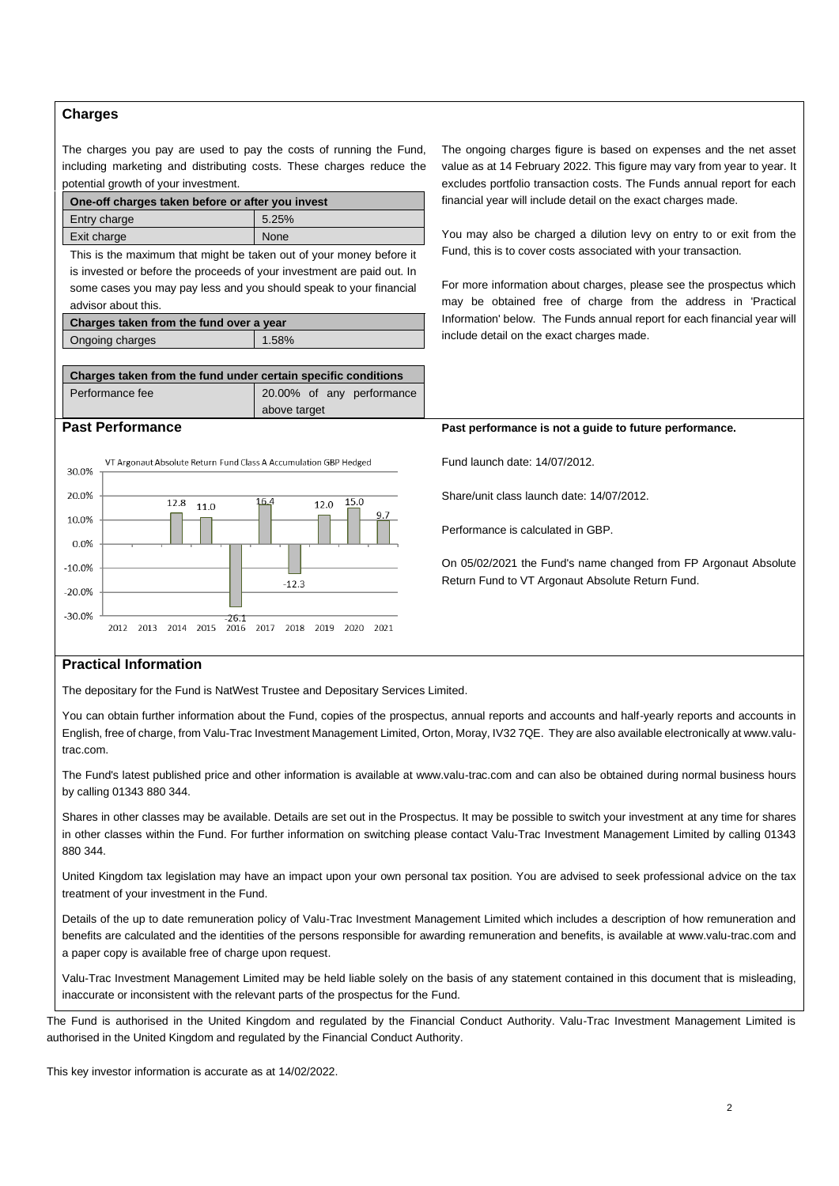## Charges

The charges you pay are used to pay the costs of running the Fund, including marketing and distributing costs. These charges reduce the potential growth of your investment.

| One-off charges taken before or after you invest | |
|---|---|
| Entry charge | 5.25% |
| Exit charge | None |

This is the maximum that might be taken out of your money before it is invested or before the proceeds of your investment are paid out. In some cases you may pay less and you should speak to your financial advisor about this.

| Charges taken from the fund over a year | |
|---|---|
| Ongoing charges | 1.58% |

| Charges taken from the fund under certain specific conditions | |
|---|---|
| Performance fee | 20.00% of any performance above target |

The ongoing charges figure is based on expenses and the net asset value as at 14 February 2022. This figure may vary from year to year. It excludes portfolio transaction costs. The Funds annual report for each financial year will include detail on the exact charges made.

You may also be charged a dilution levy on entry to or exit from the Fund, this is to cover costs associated with your transaction.

For more information about charges, please see the prospectus which may be obtained free of charge from the address in 'Practical Information' below. The Funds annual report for each financial year will include detail on the exact charges made.

## Past Performance

VT Argonaut Absolute Return Fund Class A Accumulation GBP Hedged

30.0%
20.0%
10.0%
0.0%
-10.0%
-20.0%
-30.0%

12.8
11.0
-26.1
16.4
-12.3
12.0
15.0
9.7

2012 2013 2014 2015 2016 2017 2018 2019 2020 2021

**Past performance is not a guide to future performance.**

Fund launch date: 14/07/2012.

Share/unit class launch date: 14/07/2012.

Performance is calculated in GBP.

On 05/02/2021 the Fund's name changed from FP Argonaut Absolute Return Fund to VT Argonaut Absolute Return Fund.

## Practical Information

The depositary for the Fund is NatWest Trustee and Depositary Services Limited.

You can obtain further information about the Fund, copies of the prospectus, annual reports and accounts and half-yearly reports and accounts in English, free of charge, from Valu-Trac Investment Management Limited, Orton, Moray, IV32 7QE. They are also available electronically at www.valu-trac.com.

The Fund's latest published price and other information is available at www.valu-trac.com and can also be obtained during normal business hours by calling 01343 880 344.

Shares in other classes may be available. Details are set out in the Prospectus. It may be possible to switch your investment at any time for shares in other classes within the Fund. For further information on switching please contact Valu-Trac Investment Management Limited by calling 01343 880 344.

United Kingdom tax legislation may have an impact upon your own personal tax position. You are advised to seek professional advice on the tax treatment of your investment in the Fund.

Details of the up to date remuneration policy of Valu-Trac Investment Management Limited which includes a description of how remuneration and benefits are calculated and the identities of the persons responsible for awarding remuneration and benefits, is available at www.valu-trac.com and a paper copy is available free of charge upon request.

Valu-Trac Investment Management Limited may be held liable solely on the basis of any statement contained in this document that is misleading, inaccurate or inconsistent with the relevant parts of the prospectus for the Fund.

The Fund is authorised in the United Kingdom and regulated by the Financial Conduct Authority. Valu-Trac Investment Management Limited is authorised in the United Kingdom and regulated by the Financial Conduct Authority.

This key investor information is accurate as at 14/02/2022.